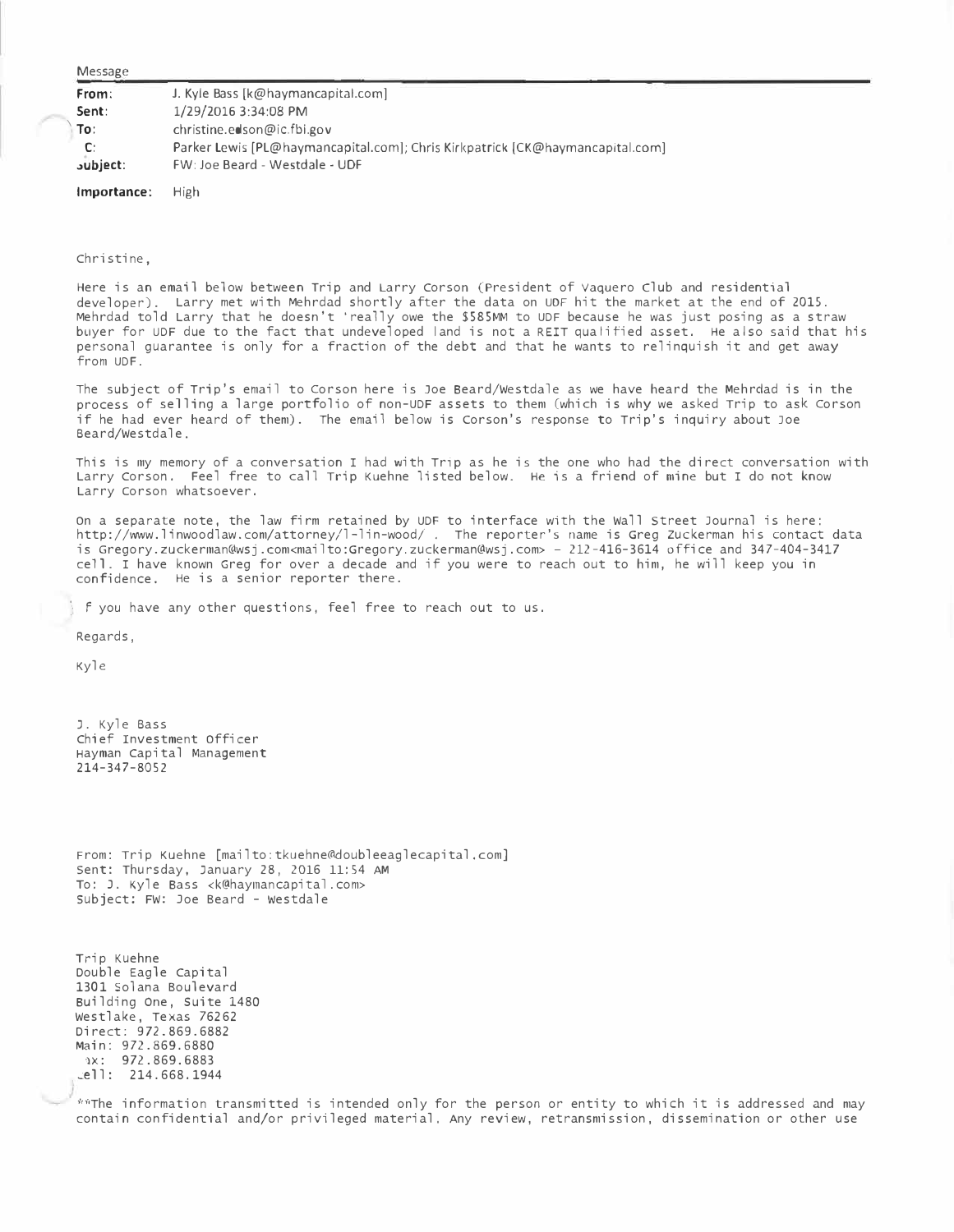Message

| | |
|---|---|
| **From**: | J. Kyle Bass [k@haymancapital.com] |
| **Sent**: | 1/29/2016 3:34:08 PM |
| **To**: | christine.edson@ic.fbi.gov |
| **C**: | Parker Lewis [PL@haymancapital.com]; Chris Kirkpatrick [CK@haymancapital.com] |
| **Subject**: | FW: Joe Beard - Westdale - UDF |
| **Importance**: | High |

Christine,

Here is an email below between Trip and Larry Corson (President of Vaquero Club and residential developer). Larry met with Mehrdad shortly after the data on UDF hit the market at the end of 2015. Mehrdad told Larry that he doesn't 'really owe the $585MM to UDF because he was just posing as a straw buyer for UDF due to the fact that undeveloped land is not a REIT qualified asset. He also said that his personal guarantee is only for a fraction of the debt and that he wants to relinquish it and get away from UDF.

The subject of Trip's email to Corson here is Joe Beard/Westdale as we have heard the Mehrdad is in the process of selling a large portfolio of non-UDF assets to them (which is why we asked Trip to ask Corson if he had ever heard of them). The email below is Corson's response to Trip's inquiry about Joe Beard/Westdale.

This is my memory of a conversation I had with Trip as he is the one who had the direct conversation with Larry Corson. Feel free to call Trip Kuehne listed below. He is a friend of mine but I do not know Larry Corson whatsoever.

On a separate note, the law firm retained by UDF to interface with the Wall Street Journal is here: http://www.linwoodlaw.com/attorney/l-lin-wood/ . The reporter's name is Greg Zuckerman his contact data is Gregory.zuckerman@wsj.com<mailto:Gregory.zuckerman@wsj.com> - 212-416-3614 office and 347-404-3417 cell. I have known Greg for over a decade and if you were to reach out to him, he will keep you in confidence. He is a senior reporter there.

f you have any other questions, feel free to reach out to us.

Regards,

Kyle

J. Kyle Bass
Chief Investment Officer
Hayman Capital Management
214-347-8052

From: Trip Kuehne [mailto:tkuehne@doubleeaglecapital.com]
Sent: Thursday, January 28, 2016 11:54 AM
To: J. Kyle Bass <k@haymancapital.com>
Subject: FW: Joe Beard - Westdale

Trip Kuehne
Double Eagle Capital
1301 Solana Boulevard
Building One, Suite 1480
Westlake, Texas 76262
Direct: 972.869.6882
Main: 972.869.6880
ax: 972.869.6883
ell: 214.668.1944

**The information transmitted is intended only for the person or entity to which it is addressed and may contain confidential and/or privileged material. Any review, retransmission, dissemination or other use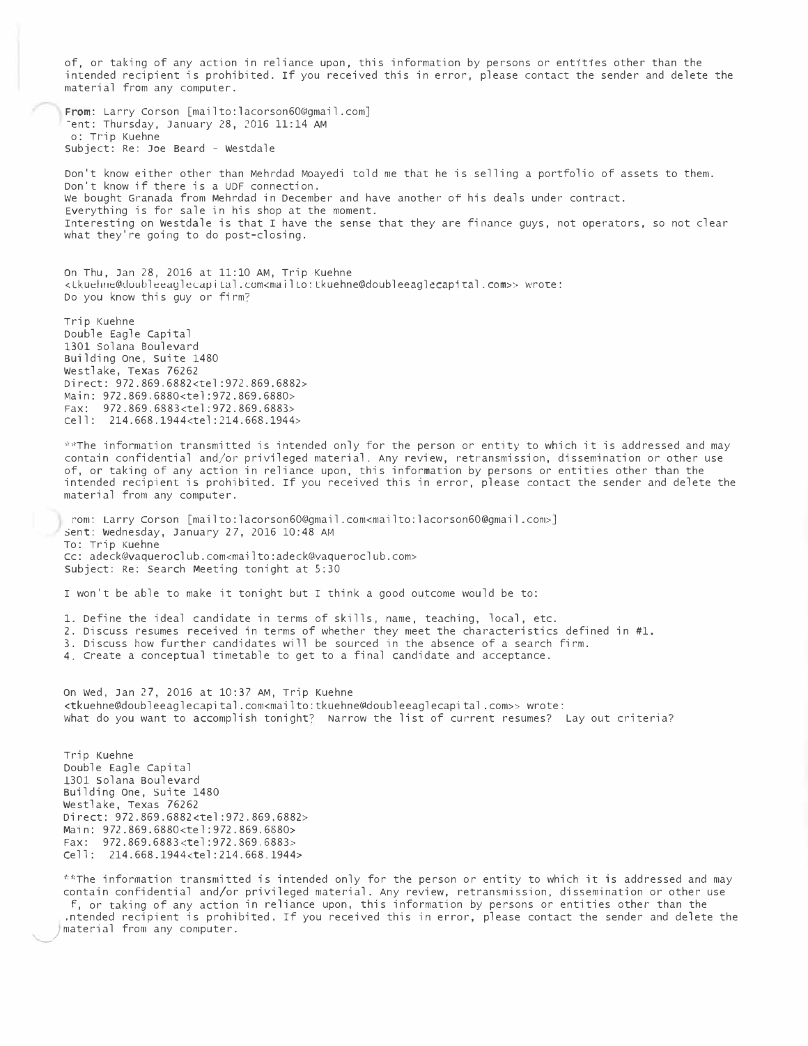of, or taking of any action in reliance upon, this information by persons or entities other than the intended recipient is prohibited. If you received this in error, please contact the sender and delete the material from any computer.

**From**: Larry Corson [mailto:lacorson60@gmail.com]
Sent: Thursday, January 28, 2016 11:14 AM
To: Trip Kuehne
Subject: Re: Joe Beard - Westdale

Don't know either other than Mehrdad Moayedi told me that he is selling a portfolio of assets to them.
Don't know if there is a UDF connection.
We bought Granada from Mehrdad in December and have another of his deals under contract.
Everything is for sale in his shop at the moment.
Interesting on Westdale is that I have the sense that they are finance guys, not operators, so not clear what they're going to do post-closing.

On Thu, Jan 28, 2016 at 11:10 AM, Trip Kuehne <tkuehne@doubleeaglecapital.com<mailto:tkuehne@doubleeaglecapital.com>> wrote:
Do you know this guy or firm?

Trip Kuehne
Double Eagle Capital
1301 Solana Boulevard
Building One, Suite 1480
Westlake, Texas 76262
Direct: 972.869.6882<tel:972.869.6882>
Main: 972.869.6880<tel:972.869.6880>
Fax: 972.869.6883<tel:972.869.6883>
Cell: 214.668.1944<tel:214.668.1944>

**The information transmitted is intended only for the person or entity to which it is addressed and may contain confidential and/or privileged material. Any review, retransmission, dissemination or other use of, or taking of any action in reliance upon, this information by persons or entities other than the intended recipient is prohibited. If you received this in error, please contact the sender and delete the material from any computer.

From: Larry Corson [mailto:lacorson60@gmail.com<mailto:lacorson60@gmail.com>]
Sent: Wednesday, January 27, 2016 10:48 AM
To: Trip Kuehne
Cc: adeck@vaqueroclub.com<mailto:adeck@vaqueroclub.com>
Subject: Re: Search Meeting tonight at 5:30

I won't be able to make it tonight but I think a good outcome would be to:

1. Define the ideal candidate in terms of skills, name, teaching, local, etc.
2. Discuss resumes received in terms of whether they meet the characteristics defined in #1.
3. Discuss how further candidates will be sourced in the absence of a search firm.
4. Create a conceptual timetable to get to a final candidate and acceptance.

On Wed, Jan 27, 2016 at 10:37 AM, Trip Kuehne <tkuehne@doubleeaglecapital.com<mailto:tkuehne@doubleeaglecapital.com>> wrote:
What do you want to accomplish tonight? Narrow the list of current resumes? Lay out criteria?

Trip Kuehne
Double Eagle Capital
1301 Solana Boulevard
Building One, Suite 1480
Westlake, Texas 76262
Direct: 972.869.6882<tel:972.869.6882>
Main: 972.869.6880<tel:972.869.6880>
Fax: 972.869.6883<tel:972.869.6883>
Cell: 214.668.1944<tel:214.668.1944>

**The information transmitted is intended only for the person or entity to which it is addressed and may contain confidential and/or privileged material. Any review, retransmission, dissemination or other use of, or taking of any action in reliance upon, this information by persons or entities other than the intended recipient is prohibited. If you received this in error, please contact the sender and delete the material from any computer.